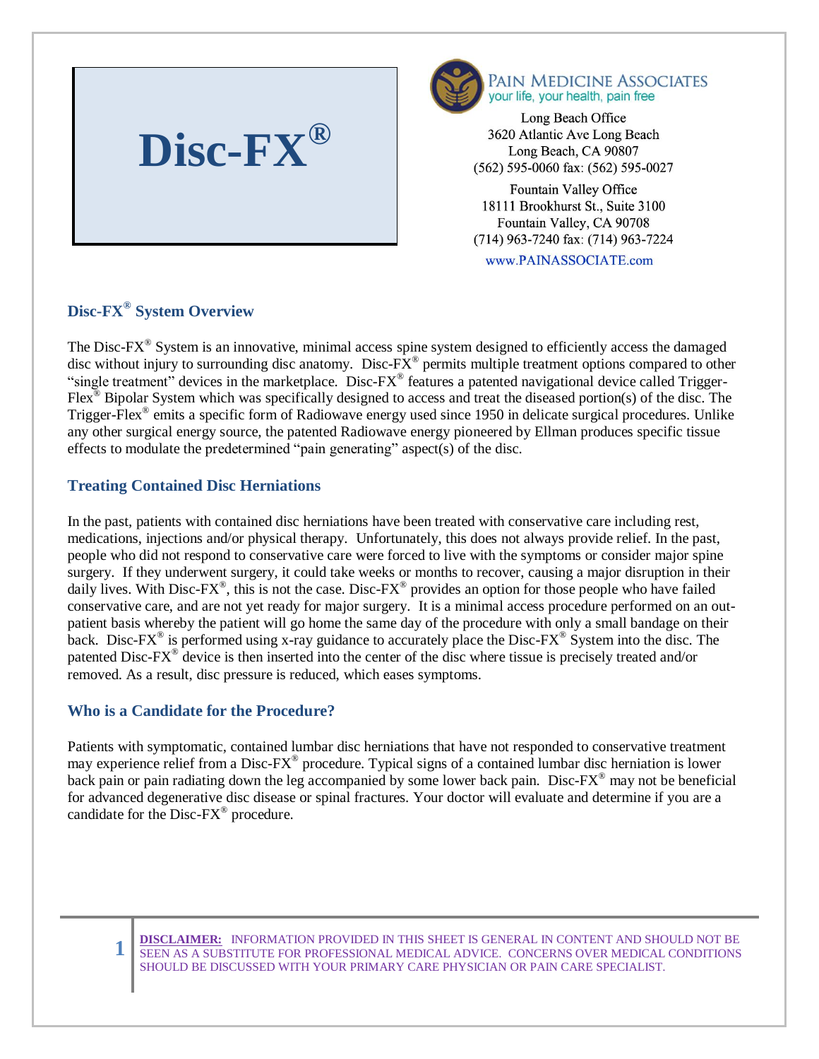# Disc-FX®

**PAIN MEDICINE ASSOCIATES**
your life, your health, pain free

Long Beach Office
3620 Atlantic Ave Long Beach
Long Beach, CA 90807
(562) 595-0060 fax: (562) 595-0027

Fountain Valley Office
18111 Brookhurst St., Suite 3100
Fountain Valley, CA 90708
(714) 963-7240 fax: (714) 963-7224

www.PAINASSOCIATE.com

## Disc-FX® System Overview

The Disc-FX® System is an innovative, minimal access spine system designed to efficiently access the damaged disc without injury to surrounding disc anatomy. Disc-FX® permits multiple treatment options compared to other "single treatment" devices in the marketplace. Disc-FX® features a patented navigational device called Trigger-Flex® Bipolar System which was specifically designed to access and treat the diseased portion(s) of the disc. The Trigger-Flex® emits a specific form of Radiowave energy used since 1950 in delicate surgical procedures. Unlike any other surgical energy source, the patented Radiowave energy pioneered by Ellman produces specific tissue effects to modulate the predetermined "pain generating" aspect(s) of the disc.

## Treating Contained Disc Herniations

In the past, patients with contained disc herniations have been treated with conservative care including rest, medications, injections and/or physical therapy. Unfortunately, this does not always provide relief. In the past, people who did not respond to conservative care were forced to live with the symptoms or consider major spine surgery. If they underwent surgery, it could take weeks or months to recover, causing a major disruption in their daily lives. With Disc-FX®, this is not the case. Disc-FX® provides an option for those people who have failed conservative care, and are not yet ready for major surgery. It is a minimal access procedure performed on an out-patient basis whereby the patient will go home the same day of the procedure with only a small bandage on their back. Disc-FX® is performed using x-ray guidance to accurately place the Disc-FX® System into the disc. The patented Disc-FX® device is then inserted into the center of the disc where tissue is precisely treated and/or removed. As a result, disc pressure is reduced, which eases symptoms.

## Who is a Candidate for the Procedure?

Patients with symptomatic, contained lumbar disc herniations that have not responded to conservative treatment may experience relief from a Disc-FX® procedure. Typical signs of a contained lumbar disc herniation is lower back pain or pain radiating down the leg accompanied by some lower back pain. Disc-FX® may not be beneficial for advanced degenerative disc disease or spinal fractures. Your doctor will evaluate and determine if you are a candidate for the Disc-FX® procedure.

**DISCLAIMER:** INFORMATION PROVIDED IN THIS SHEET IS GENERAL IN CONTENT AND SHOULD NOT BE SEEN AS A SUBSTITUTE FOR PROFESSIONAL MEDICAL ADVICE. CONCERNS OVER MEDICAL CONDITIONS SHOULD BE DISCUSSED WITH YOUR PRIMARY CARE PHYSICIAN OR PAIN CARE SPECIALIST.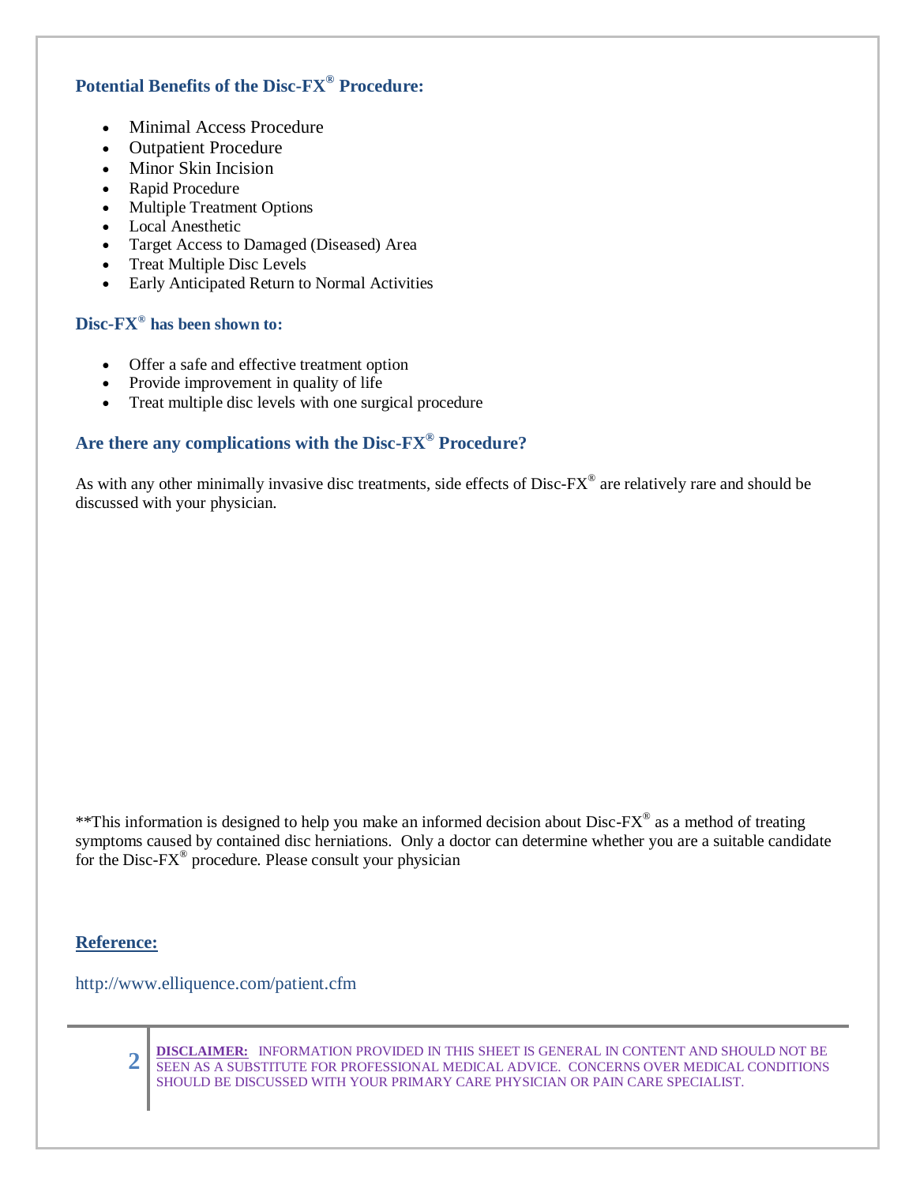### Potential Benefits of the Disc-FX® Procedure:

- Minimal Access Procedure
- Outpatient Procedure
- Minor Skin Incision
- Rapid Procedure
- Multiple Treatment Options
- Local Anesthetic
- Target Access to Damaged (Diseased) Area
- Treat Multiple Disc Levels
- Early Anticipated Return to Normal Activities

### Disc-FX® has been shown to:

- Offer a safe and effective treatment option
- Provide improvement in quality of life
- Treat multiple disc levels with one surgical procedure

### Are there any complications with the Disc-FX® Procedure?

As with any other minimally invasive disc treatments, side effects of Disc-FX® are relatively rare and should be discussed with your physician.

**This information is designed to help you make an informed decision about Disc-FX® as a method of treating symptoms caused by contained disc herniations. Only a doctor can determine whether you are a suitable candidate for the Disc-FX® procedure. Please consult your physician

### Reference:

http://www.elliquence.com/patient.cfm

**DISCLAIMER:** INFORMATION PROVIDED IN THIS SHEET IS GENERAL IN CONTENT AND SHOULD NOT BE SEEN AS A SUBSTITUTE FOR PROFESSIONAL MEDICAL ADVICE. CONCERNS OVER MEDICAL CONDITIONS SHOULD BE DISCUSSED WITH YOUR PRIMARY CARE PHYSICIAN OR PAIN CARE SPECIALIST.